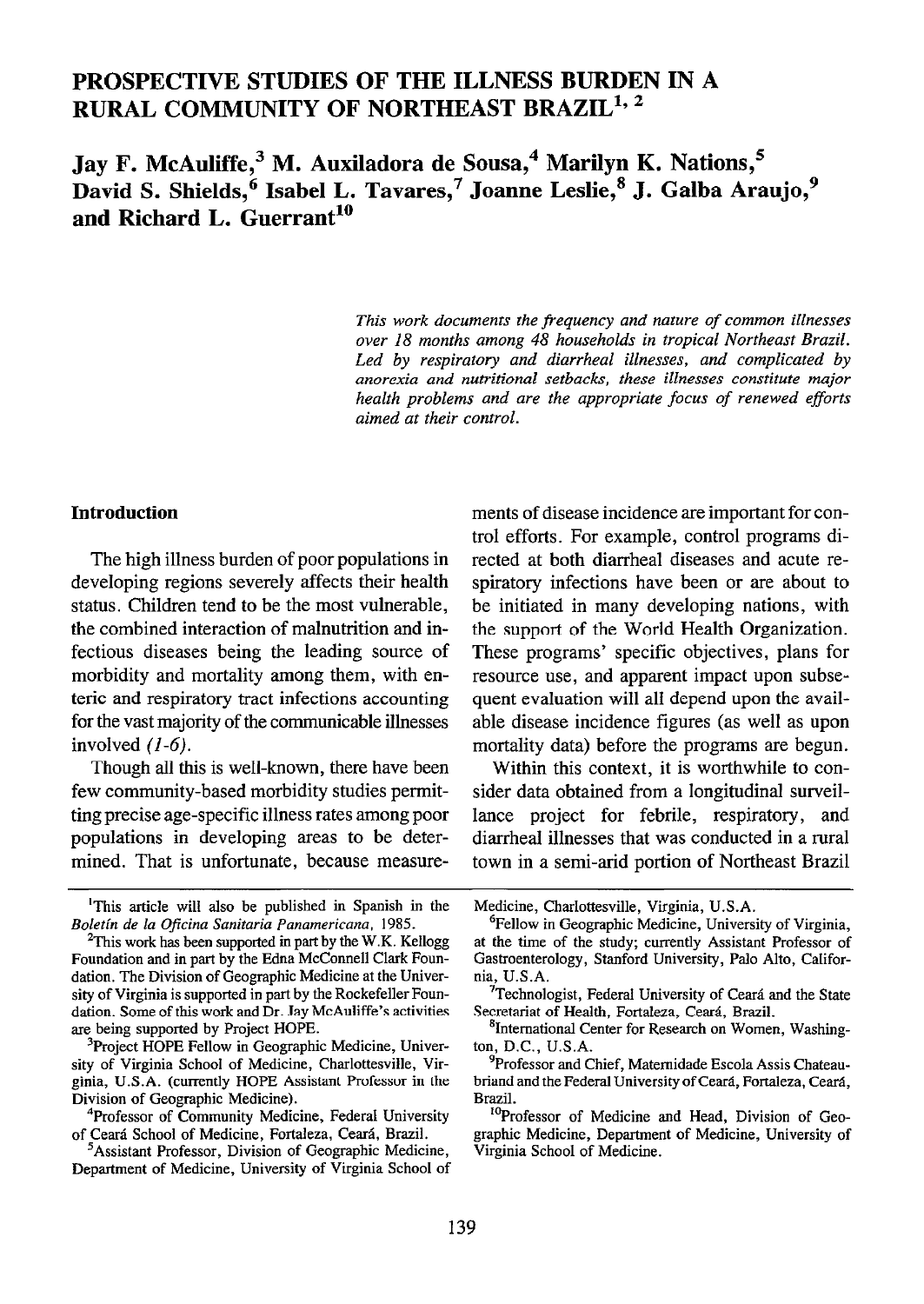# PROSPECTIVE STUDIES OF THE ILLNESS BURDEN IN A RURAL COMMUNITY OF NORTHEAST BRAZIL[1, 2]

**Jay F. McAuliffe,[3] M. Auxiladora de Sousa,[4] Marilyn K. Nations,[5] David S. Shields,[6] Isabel L. Tavares,[7] Joanne Leslie,[8] J. Galba Araujo,[9] and Richard L. Guerrant[10]**

*This work documents the frequency and nature of common illnesses over 18 months among 48 households in tropical Northeast Brazil. Led by respiratory and diarrheal illnesses, and complicated by anorexia and nutritional setbacks, these illnesses constitute major health problems and are the appropriate focus of renewed efforts aimed at their control.*

## Introduction

The high illness burden of poor populations in developing regions severely affects their health status. Children tend to be the most vulnerable, the combined interaction of malnutrition and infectious diseases being the leading source of morbidity and mortality among them, with enteric and respiratory tract infections accounting for the vast majority of the communicable illnesses involved *(1-6)*.

Though all this is well-known, there have been few community-based morbidity studies permitting precise age-specific illness rates among poor populations in developing areas to be determined. That is unfortunate, because measurements of disease incidence are important for control efforts. For example, control programs directed at both diarrheal diseases and acute respiratory infections have been or are about to be initiated in many developing nations, with the support of the World Health Organization. These programs' specific objectives, plans for resource use, and apparent impact upon subsequent evaluation will all depend upon the available disease incidence figures (as well as upon mortality data) before the programs are begun.

Within this context, it is worthwhile to consider data obtained from a longitudinal surveillance project for febrile, respiratory, and diarrheal illnesses that was conducted in a rural town in a semi-arid portion of Northeast Brazil

---

[1]This article will also be published in Spanish in the *Boletín de la Oficina Sanitaria Panamericana*, 1985.

[2]This work has been supported in part by the W.K. Kellogg Foundation and in part by the Edna McConnell Clark Foundation. The Division of Geographic Medicine at the University of Virginia is supported in part by the Rockefeller Foundation. Some of this work and Dr. Jay McAuliffe's activities are being supported by Project HOPE.

[3]Project HOPE Fellow in Geographic Medicine, University of Virginia School of Medicine, Charlottesville, Virginia, U.S.A. (currently HOPE Assistant Professor in the Division of Geographic Medicine).

[4]Professor of Community Medicine, Federal University of Ceará School of Medicine, Fortaleza, Ceará, Brazil.

[5]Assistant Professor, Division of Geographic Medicine, Department of Medicine, University of Virginia School of Medicine, Charlottesville, Virginia, U.S.A.

[6]Fellow in Geographic Medicine, University of Virginia, at the time of the study; currently Assistant Professor of Gastroenterology, Stanford University, Palo Alto, California, U.S.A.

[7]Technologist, Federal University of Ceará and the State Secretariat of Health, Fortaleza, Ceará, Brazil.

[8]International Center for Research on Women, Washington, D.C., U.S.A.

[9]Professor and Chief, Maternidade Escola Assis Chateaubriand and the Federal University of Ceará, Fortaleza, Ceará, Brazil.

[10]Professor of Medicine and Head, Division of Geographic Medicine, Department of Medicine, University of Virginia School of Medicine.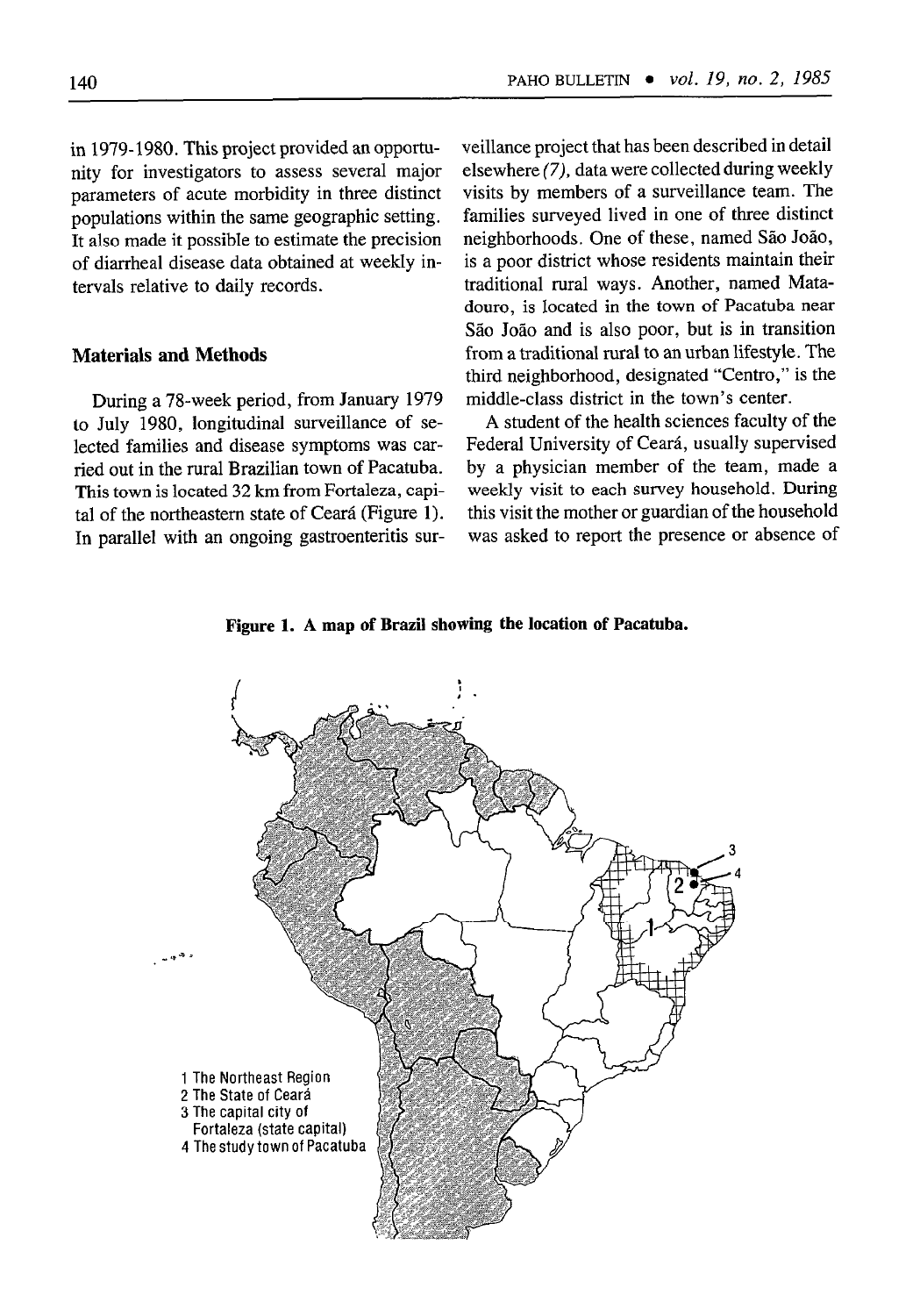in 1979-1980. This project provided an opportunity for investigators to assess several major parameters of acute morbidity in three distinct populations within the same geographic setting. It also made it possible to estimate the precision of diarrheal disease data obtained at weekly intervals relative to daily records.

## Materials and Methods

During a 78-week period, from January 1979 to July 1980, longitudinal surveillance of selected families and disease symptoms was carried out in the rural Brazilian town of Pacatuba. This town is located 32 km from Fortaleza, capital of the northeastern state of Ceará (Figure 1). In parallel with an ongoing gastroenteritis surveillance project that has been described in detail elsewhere (7), data were collected during weekly visits by members of a surveillance team. The families surveyed lived in one of three distinct neighborhoods. One of these, named São João, is a poor district whose residents maintain their traditional rural ways. Another, named Matadouro, is located in the town of Pacatuba near São João and is also poor, but is in transition from a traditional rural to an urban lifestyle. The third neighborhood, designated "Centro," is the middle-class district in the town's center.

A student of the health sciences faculty of the Federal University of Ceará, usually supervised by a physician member of the team, made a weekly visit to each survey household. During this visit the mother or guardian of the household was asked to report the presence or absence of

**Figure 1. A map of Brazil showing the location of Pacatuba.**

1 The Northeast Region
2 The State of Ceará
3 The capital city of Fortaleza (state capital)
4 The study town of Pacatuba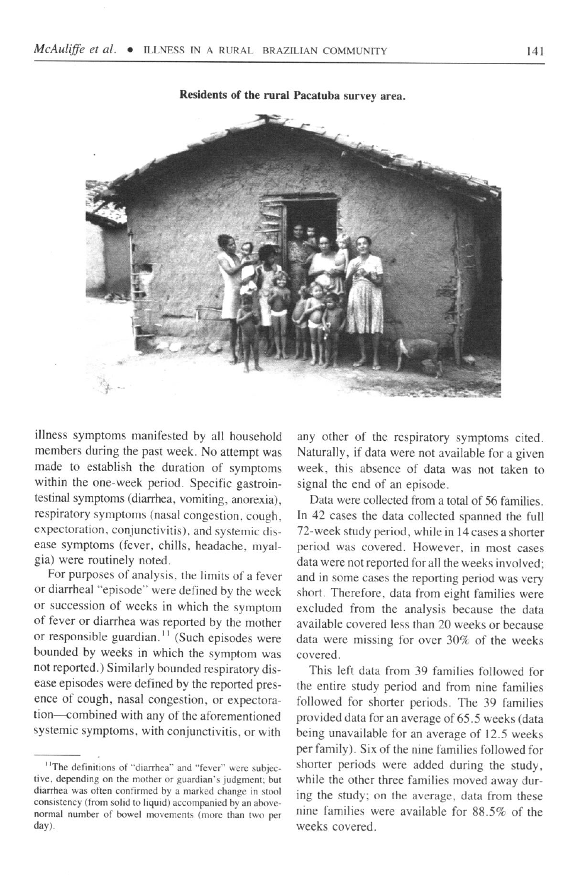Residents of the rural Pacatuba survey area.

illness symptoms manifested by all household members during the past week. No attempt was made to establish the duration of symptoms within the one-week period. Specific gastrointestinal symptoms (diarrhea, vomiting, anorexia), respiratory symptoms (nasal congestion, cough, expectoration, conjunctivitis), and systemic disease symptoms (fever, chills, headache, myalgia) were routinely noted.

For purposes of analysis, the limits of a fever or diarrheal "episode" were defined by the week or succession of weeks in which the symptom of fever or diarrhea was reported by the mother or responsible guardian.[11] (Such episodes were bounded by weeks in which the symptom was not reported.) Similarly bounded respiratory disease episodes were defined by the reported presence of cough, nasal congestion, or expectoration—combined with any of the aforementioned systemic symptoms, with conjunctivitis, or with any other of the respiratory symptoms cited. Naturally, if data were not available for a given week, this absence of data was not taken to signal the end of an episode.

Data were collected from a total of 56 families. In 42 cases the data collected spanned the full 72-week study period, while in 14 cases a shorter period was covered. However, in most cases data were not reported for all the weeks involved; and in some cases the reporting period was very short. Therefore, data from eight families were excluded from the analysis because the data available covered less than 20 weeks or because data were missing for over 30% of the weeks covered.

This left data from 39 families followed for the entire study period and from nine families followed for shorter periods. The 39 families provided data for an average of 65.5 weeks (data being unavailable for an average of 12.5 weeks per family). Six of the nine families followed for shorter periods were added during the study, while the other three families moved away during the study; on the average, data from these nine families were available for 88.5% of the weeks covered.

[11]The definitions of "diarrhea" and "fever" were subjective, depending on the mother or guardian's judgment; but diarrhea was often confirmed by a marked change in stool consistency (from solid to liquid) accompanied by an above-normal number of bowel movements (more than two per day).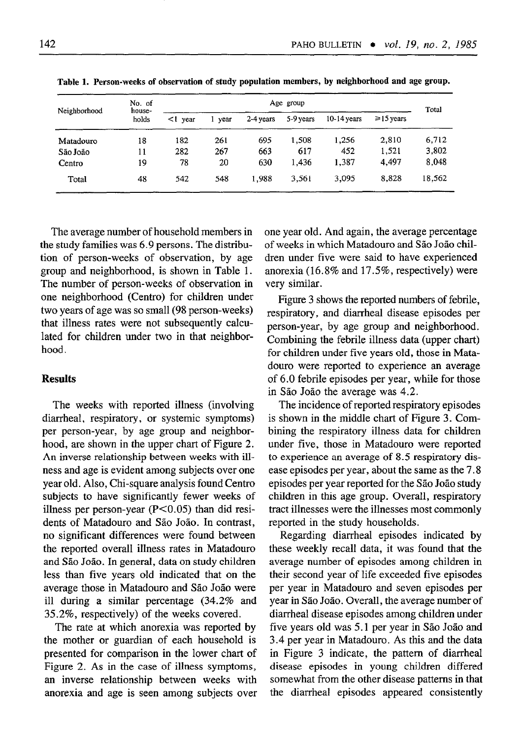**Table 1. Person-weeks of observation of study population members, by neighborhood and age group.**

| Neighborhood | No. of households | Age group | | | | | | Total |
|---|---|---|---|---|---|---|---|---|
| | | <1 year | 1 year | 2-4 years | 5-9 years | 10-14 years | ≥15 years | |
| Matadouro | 18 | 182 | 261 | 695 | 1,508 | 1,256 | 2,810 | 6,712 |
| São João | 11 | 282 | 267 | 663 | 617 | 452 | 1,521 | 3,802 |
| Centro | 19 | 78 | 20 | 630 | 1,436 | 1,387 | 4,497 | 8,048 |
| Total | 48 | 542 | 548 | 1,988 | 3,561 | 3,095 | 8,828 | 18,562 |

The average number of household members in the study families was 6.9 persons. The distribution of person-weeks of observation, by age group and neighborhood, is shown in Table 1. The number of person-weeks of observation in one neighborhood (Centro) for children under two years of age was so small (98 person-weeks) that illness rates were not subsequently calculated for children under two in that neighborhood.

## Results

The weeks with reported illness (involving diarrheal, respiratory, or systemic symptoms) per person-year, by age group and neighborhood, are shown in the upper chart of Figure 2. An inverse relationship between weeks with illness and age is evident among subjects over one year old. Also, Chi-square analysis found Centro subjects to have significantly fewer weeks of illness per person-year ($P<0.05$) than did residents of Matadouro and São João. In contrast, no significant differences were found between the reported overall illness rates in Matadouro and São João. In general, data on study children less than five years old indicated that on the average those in Matadouro and São João were ill during a similar percentage (34.2% and 35.2%, respectively) of the weeks covered.

The rate at which anorexia was reported by the mother or guardian of each household is presented for comparison in the lower chart of Figure 2. As in the case of illness symptoms, an inverse relationship between weeks with anorexia and age is seen among subjects over one year old. And again, the average percentage of weeks in which Matadouro and São João children under five were said to have experienced anorexia (16.8% and 17.5%, respectively) were very similar.

Figure 3 shows the reported numbers of febrile, respiratory, and diarrheal disease episodes per person-year, by age group and neighborhood. Combining the febrile illness data (upper chart) for children under five years old, those in Matadouro were reported to experience an average of 6.0 febrile episodes per year, while for those in São João the average was 4.2.

The incidence of reported respiratory episodes is shown in the middle chart of Figure 3. Combining the respiratory illness data for children under five, those in Matadouro were reported to experience an average of 8.5 respiratory disease episodes per year, about the same as the 7.8 episodes per year reported for the São João study children in this age group. Overall, respiratory tract illnesses were the illnesses most commonly reported in the study households.

Regarding diarrheal episodes indicated by these weekly recall data, it was found that the average number of episodes among children in their second year of life exceeded five episodes per year in Matadouro and seven episodes per year in São João. Overall, the average number of diarrheal disease episodes among children under five years old was 5.1 per year in São João and 3.4 per year in Matadouro. As this and the data in Figure 3 indicate, the pattern of diarrheal disease episodes in young children differed somewhat from the other disease patterns in that the diarrheal episodes appeared consistently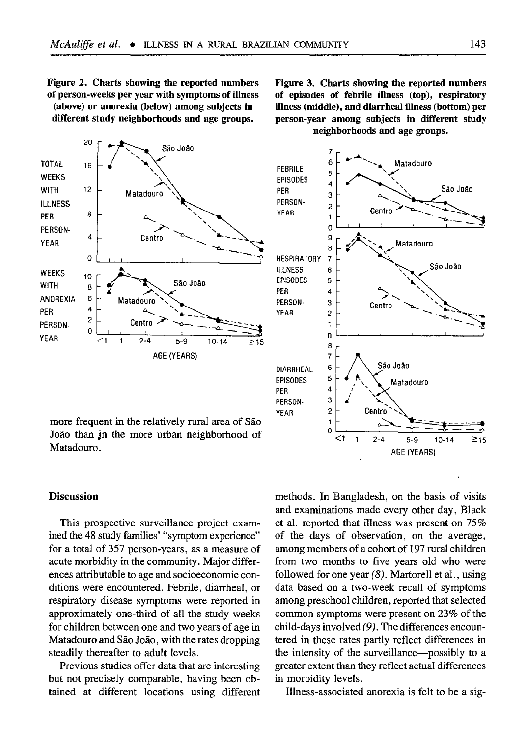**Figure 2. Charts showing the reported numbers of person-weeks per year with symptoms of illness (above) or anorexia (below) among subjects in different study neighborhoods and age groups.**

**Figure 3. Charts showing the reported numbers of episodes of febrile illness (top), respiratory illness (middle), and diarrheal illness (bottom) per person-year among subjects in different study neighborhoods and age groups.**

more frequent in the relatively rural area of São João than in the more urban neighborhood of Matadouro.

## Discussion

This prospective surveillance project examined the 48 study families' "symptom experience" for a total of 357 person-years, as a measure of acute morbidity in the community. Major differences attributable to age and socioeconomic conditions were encountered. Febrile, diarrheal, or respiratory disease symptoms were reported in approximately one-third of all the study weeks for children between one and two years of age in Matadouro and São João, with the rates dropping steadily thereafter to adult levels.

Previous studies offer data that are interesting but not precisely comparable, having been obtained at different locations using different methods. In Bangladesh, on the basis of visits and examinations made every other day, Black et al. reported that illness was present on 75% of the days of observation, on the average, among members of a cohort of 197 rural children from two months to five years old who were followed for one year *(8)*. Martorell et al., using data based on a two-week recall of symptoms among preschool children, reported that selected common symptoms were present on 23% of the child-days involved *(9)*. The differences encountered in these rates partly reflect differences in the intensity of the surveillance—possibly to a greater extent than they reflect actual differences in morbidity levels.

Illness-associated anorexia is felt to be a sig-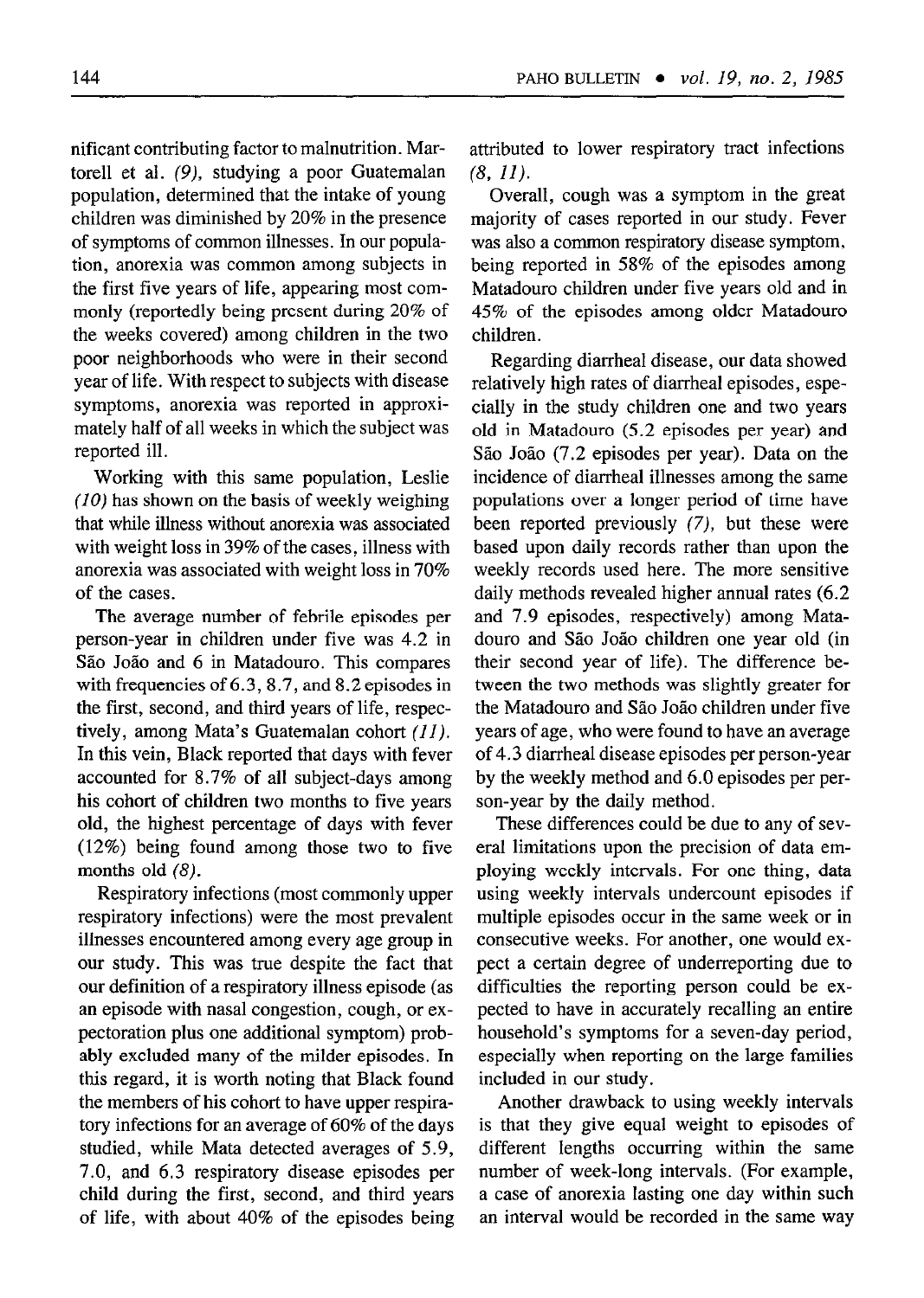nificant contributing factor to malnutrition. Martorell et al. *(9)*, studying a poor Guatemalan population, determined that the intake of young children was diminished by 20% in the presence of symptoms of common illnesses. In our population, anorexia was common among subjects in the first five years of life, appearing most commonly (reportedly being present during 20% of the weeks covered) among children in the two poor neighborhoods who were in their second year of life. With respect to subjects with disease symptoms, anorexia was reported in approximately half of all weeks in which the subject was reported ill.

Working with this same population, Leslie *(10)* has shown on the basis of weekly weighing that while illness without anorexia was associated with weight loss in 39% of the cases, illness with anorexia was associated with weight loss in 70% of the cases.

The average number of febrile episodes per person-year in children under five was 4.2 in São João and 6 in Matadouro. This compares with frequencies of 6.3, 8.7, and 8.2 episodes in the first, second, and third years of life, respectively, among Mata's Guatemalan cohort *(11)*. In this vein, Black reported that days with fever accounted for 8.7% of all subject-days among his cohort of children two months to five years old, the highest percentage of days with fever (12%) being found among those two to five months old *(8)*.

Respiratory infections (most commonly upper respiratory infections) were the most prevalent illnesses encountered among every age group in our study. This was true despite the fact that our definition of a respiratory illness episode (as an episode with nasal congestion, cough, or expectoration plus one additional symptom) probably excluded many of the milder episodes. In this regard, it is worth noting that Black found the members of his cohort to have upper respiratory infections for an average of 60% of the days studied, while Mata detected averages of 5.9, 7.0, and 6.3 respiratory disease episodes per child during the first, second, and third years of life, with about 40% of the episodes being attributed to lower respiratory tract infections *(8, 11)*.

Overall, cough was a symptom in the great majority of cases reported in our study. Fever was also a common respiratory disease symptom, being reported in 58% of the episodes among Matadouro children under five years old and in 45% of the episodes among older Matadouro children.

Regarding diarrheal disease, our data showed relatively high rates of diarrheal episodes, especially in the study children one and two years old in Matadouro (5.2 episodes per year) and São João (7.2 episodes per year). Data on the incidence of diarrheal illnesses among the same populations over a longer period of time have been reported previously *(7)*, but these were based upon daily records rather than upon the weekly records used here. The more sensitive daily methods revealed higher annual rates (6.2 and 7.9 episodes, respectively) among Matadouro and São João children one year old (in their second year of life). The difference between the two methods was slightly greater for the Matadouro and São João children under five years of age, who were found to have an average of 4.3 diarrheal disease episodes per person-year by the weekly method and 6.0 episodes per person-year by the daily method.

These differences could be due to any of several limitations upon the precision of data employing weekly intervals. For one thing, data using weekly intervals undercount episodes if multiple episodes occur in the same week or in consecutive weeks. For another, one would expect a certain degree of underreporting due to difficulties the reporting person could be expected to have in accurately recalling an entire household's symptoms for a seven-day period, especially when reporting on the large families included in our study.

Another drawback to using weekly intervals is that they give equal weight to episodes of different lengths occurring within the same number of week-long intervals. (For example, a case of anorexia lasting one day within such an interval would be recorded in the same way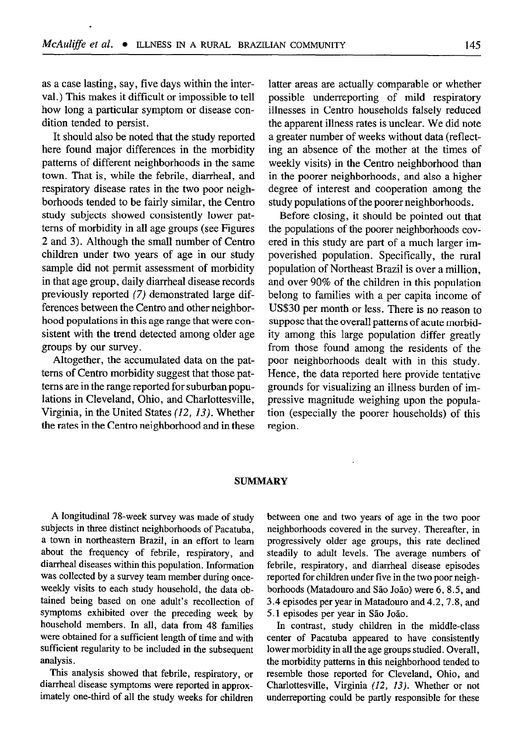as a case lasting, say, five days within the interval.) This makes it difficult or impossible to tell how long a particular symptom or disease condition tended to persist.

It should also be noted that the study reported here found major differences in the morbidity patterns of different neighborhoods in the same town. That is, while the febrile, diarrheal, and respiratory disease rates in the two poor neighborhoods tended to be fairly similar, the Centro study subjects showed consistently lower patterns of morbidity in all age groups (see Figures 2 and 3). Although the small number of Centro children under two years of age in our study sample did not permit assessment of morbidity in that age group, daily diarrheal disease records previously reported *(7)* demonstrated large differences between the Centro and other neighborhood populations in this age range that were consistent with the trend detected among older age groups by our survey.

Altogether, the accumulated data on the patterns of Centro morbidity suggest that those patterns are in the range reported for suburban populations in Cleveland, Ohio, and Charlottesville, Virginia, in the United States *(12, 13)*. Whether the rates in the Centro neighborhood and in these latter areas are actually comparable or whether possible underreporting of mild respiratory illnesses in Centro households falsely reduced the apparent illness rates is unclear. We did note a greater number of weeks without data (reflecting an absence of the mother at the times of weekly visits) in the Centro neighborhood than in the poorer neighborhoods, and also a higher degree of interest and cooperation among the study populations of the poorer neighborhoods.

Before closing, it should be pointed out that the populations of the poorer neighborhoods covered in this study are part of a much larger impoverished population. Specifically, the rural population of Northeast Brazil is over a million, and over 90% of the children in this population belong to families with a per capita income of US$30 per month or less. There is no reason to suppose that the overall patterns of acute morbidity among this large population differ greatly from those found among the residents of the poor neighborhoods dealt with in this study. Hence, the data reported here provide tentative grounds for visualizing an illness burden of impressive magnitude weighing upon the population (especially the poorer households) of this region.

## SUMMARY

A longitudinal 78-week survey was made of study subjects in three distinct neighborhoods of Pacatuba, a town in northeastern Brazil, in an effort to learn about the frequency of febrile, respiratory, and diarrheal diseases within this population. Information was collected by a survey team member during once-weekly visits to each study household, the data obtained being based on one adult's recollection of symptoms exhibited over the preceding week by household members. In all, data from 48 families were obtained for a sufficient length of time and with sufficient regularity to be included in the subsequent analysis.

This analysis showed that febrile, respiratory, or diarrheal disease symptoms were reported in approximately one-third of all the study weeks for children between one and two years of age in the two poor neighborhoods covered in the survey. Thereafter, in progressively older age groups, this rate declined steadily to adult levels. The average numbers of febrile, respiratory, and diarrheal disease episodes reported for children under five in the two poor neighborhoods (Matadouro and São João) were 6, 8.5, and 3.4 episodes per year in Matadouro and 4.2, 7.8, and 5.1 episodes per year in São João.

In contrast, study children in the middle-class center of Pacatuba appeared to have consistently lower morbidity in all the age groups studied. Overall, the morbidity patterns in this neighborhood tended to resemble those reported for Cleveland, Ohio, and Charlottesville, Virginia *(12, 13)*. Whether or not underreporting could be partly responsible for these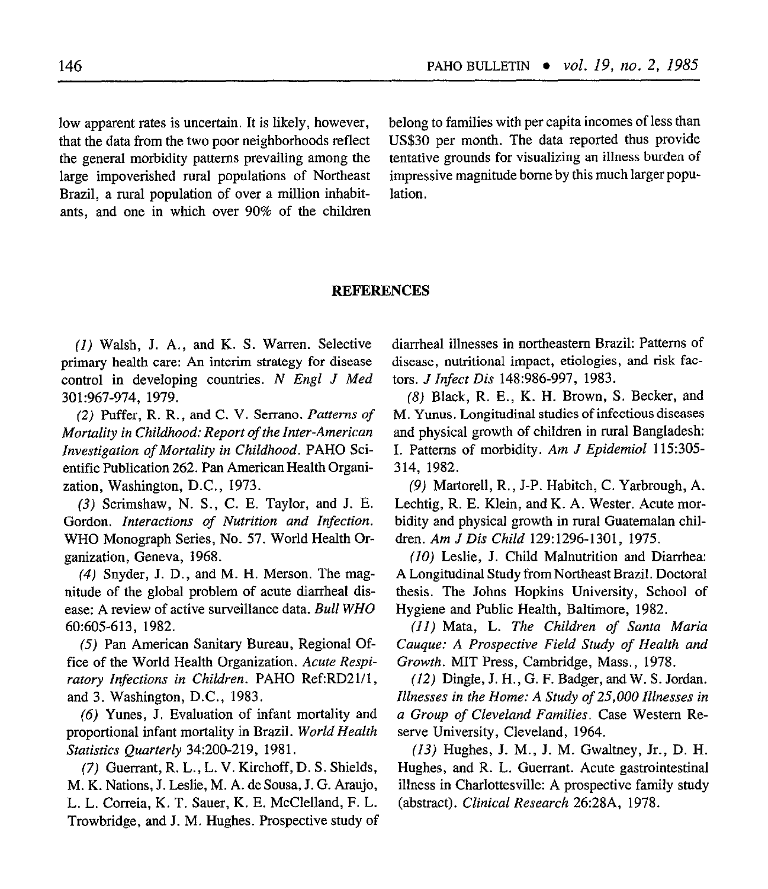low apparent rates is uncertain. It is likely, however, that the data from the two poor neighborhoods reflect the general morbidity patterns prevailing among the large impoverished rural populations of Northeast Brazil, a rural population of over a million inhabitants, and one in which over 90% of the children belong to families with per capita incomes of less than US$30 per month. The data reported thus provide tentative grounds for visualizing an illness burden of impressive magnitude borne by this much larger population.

## REFERENCES

*(1)* Walsh, J. A., and K. S. Warren. Selective primary health care: An interim strategy for disease control in developing countries. *N Engl J Med* 301:967-974, 1979.

*(2)* Puffer, R. R., and C. V. Serrano. *Patterns of Mortality in Childhood: Report of the Inter-American Investigation of Mortality in Childhood.* PAHO Scientific Publication 262. Pan American Health Organization, Washington, D.C., 1973.

*(3)* Scrimshaw, N. S., C. E. Taylor, and J. E. Gordon. *Interactions of Nutrition and Infection.* WHO Monograph Series, No. 57. World Health Organization, Geneva, 1968.

*(4)* Snyder, J. D., and M. H. Merson. The magnitude of the global problem of acute diarrheal disease: A review of active surveillance data. *Bull WHO* 60:605-613, 1982.

*(5)* Pan American Sanitary Bureau, Regional Office of the World Health Organization. *Acute Respiratory Infections in Children.* PAHO Ref:RD21/1, and 3. Washington, D.C., 1983.

*(6)* Yunes, J. Evaluation of infant mortality and proportional infant mortality in Brazil. *World Health Statistics Quarterly* 34:200-219, 1981.

*(7)* Guerrant, R. L., L. V. Kirchoff, D. S. Shields, M. K. Nations, J. Leslie, M. A. de Sousa, J. G. Araujo, L. L. Correia, K. T. Sauer, K. E. McClelland, F. L. Trowbridge, and J. M. Hughes. Prospective study of diarrheal illnesses in northeastern Brazil: Patterns of disease, nutritional impact, etiologies, and risk factors. *J Infect Dis* 148:986-997, 1983.

*(8)* Black, R. E., K. H. Brown, S. Becker, and M. Yunus. Longitudinal studies of infectious diseases and physical growth of children in rural Bangladesh: I. Patterns of morbidity. *Am J Epidemiol* 115:305-314, 1982.

*(9)* Martorell, R., J-P. Habitch, C. Yarbrough, A. Lechtig, R. E. Klein, and K. A. Wester. Acute morbidity and physical growth in rural Guatemalan children. *Am J Dis Child* 129:1296-1301, 1975.

*(10)* Leslie, J. Child Malnutrition and Diarrhea: A Longitudinal Study from Northeast Brazil. Doctoral thesis. The Johns Hopkins University, School of Hygiene and Public Health, Baltimore, 1982.

*(11)* Mata, L. *The Children of Santa Maria Cauque: A Prospective Field Study of Health and Growth.* MIT Press, Cambridge, Mass., 1978.

*(12)* Dingle, J. H., G. F. Badger, and W. S. Jordan. *Illnesses in the Home: A Study of 25,000 Illnesses in a Group of Cleveland Families.* Case Western Reserve University, Cleveland, 1964.

*(13)* Hughes, J. M., J. M. Gwaltney, Jr., D. H. Hughes, and R. L. Guerrant. Acute gastrointestinal illness in Charlottesville: A prospective family study (abstract). *Clinical Research* 26:28A, 1978.